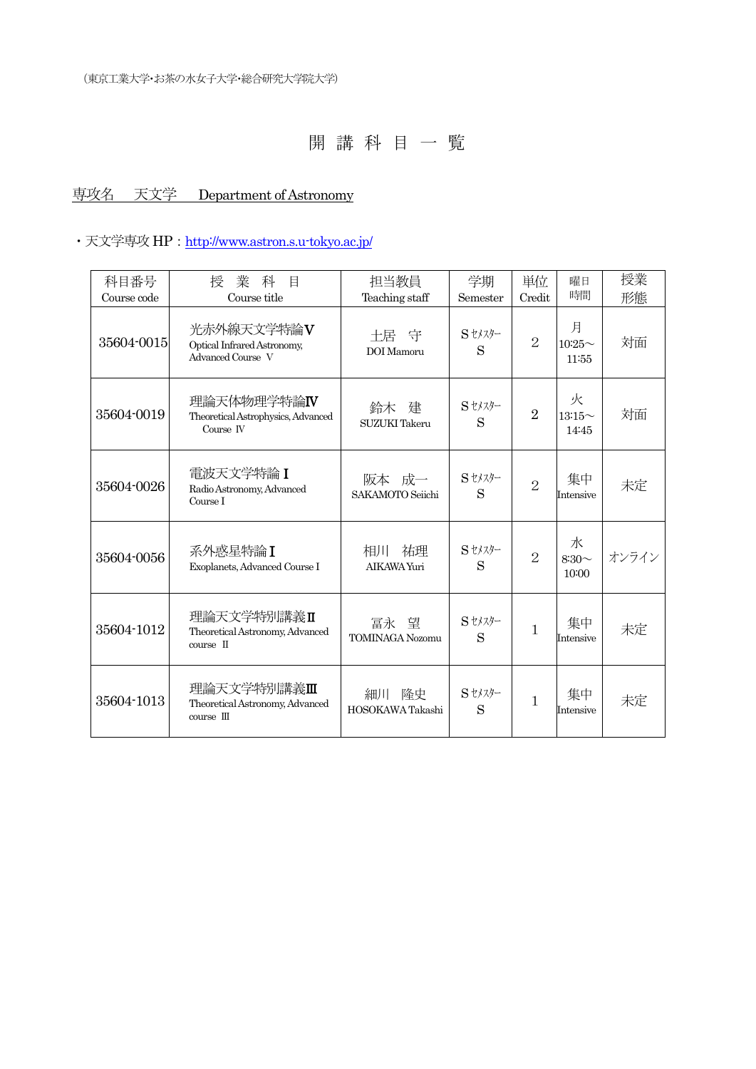（東京工業大学･お茶の水女子大学･総合研究大学院大学）

# 開 講 科 目 一 覧

専攻名　天文学　Department of Astronomy

・天文学専攻 HP：http://www.astron.s.u-tokyo.ac.jp/

| 科目番号 Course code | 授　業　科　目 Course title | 担当教員 Teaching staff | 学期 Semester | 単位 Credit | 曜日 時間 | 授業 形態 |
|---|---|---|---|---|---|---|
| 35604-0015 | 光赤外線天文学特論Ⅴ Optical Infrared Astronomy, Advanced Course Ⅴ | 土居　守 DOI Mamoru | Sｾﾒｽﾀｰ S | 2 | 月 10:25～11:55 | 対面 |
| 35604-0019 | 理論天体物理学特論Ⅳ Theoretical Astrophysics, Advanced Course Ⅳ | 鈴木　建 SUZUKI Takeru | Sｾﾒｽﾀｰ S | 2 | 火 13:15～14:45 | 対面 |
| 35604-0026 | 電波天文学特論Ⅰ Radio Astronomy, Advanced Course I | 阪本　成一 SAKAMOTO Seiichi | Sｾﾒｽﾀｰ S | 2 | 集中 Intensive | 未定 |
| 35604-0056 | 系外惑星特論Ⅰ Exoplanets, Advanced Course I | 相川　祐理 AIKAWA Yuri | Sｾﾒｽﾀｰ S | 2 | 水 8:30～10:00 | オンライン |
| 35604-1012 | 理論天文学特別講義Ⅱ Theoretical Astronomy, Advanced course Ⅱ | 冨永　望 TOMINAGA Nozomu | Sｾﾒｽﾀｰ S | 1 | 集中 Intensive | 未定 |
| 35604-1013 | 理論天文学特別講義Ⅲ Theoretical Astronomy, Advanced course Ⅲ | 細川　隆史 HOSOKAWA Takashi | Sｾﾒｽﾀｰ S | 1 | 集中 Intensive | 未定 |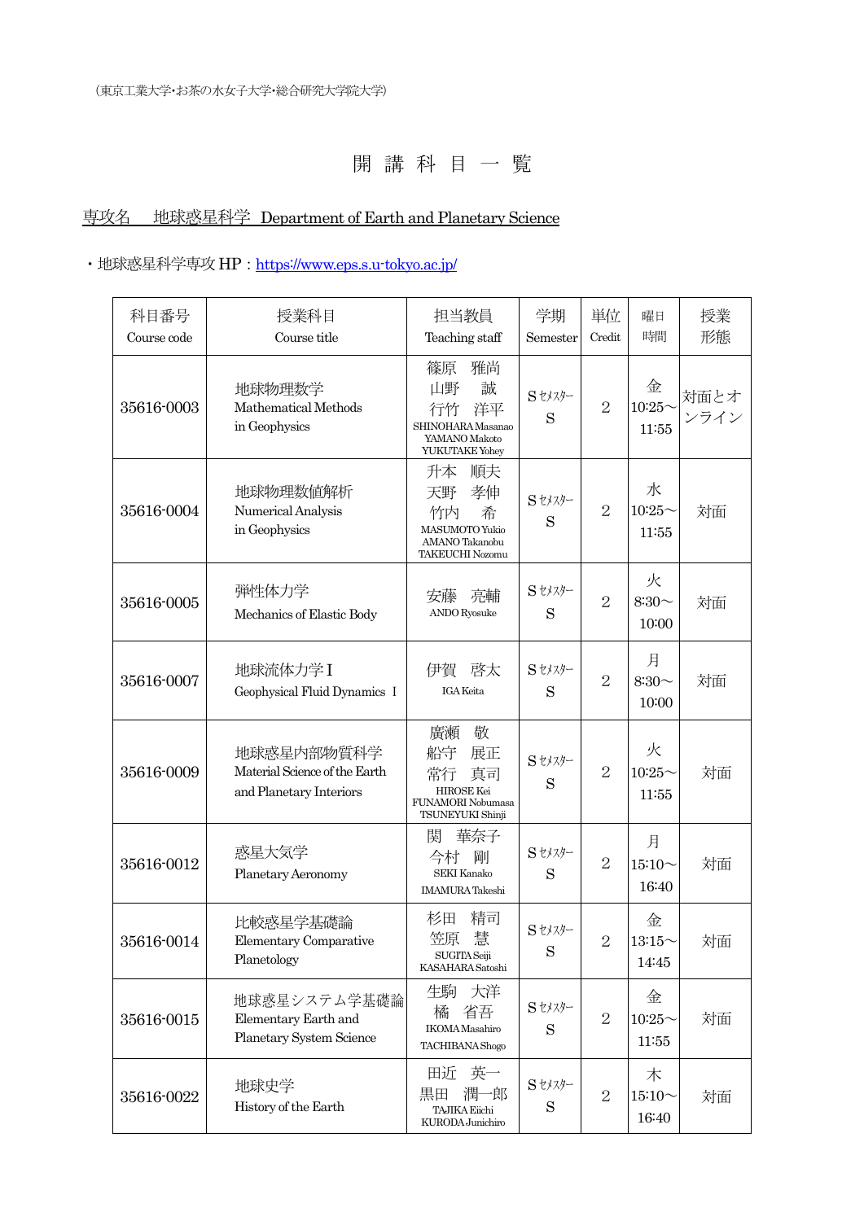（東京工業大学・お茶の水女子大学・総合研究大学院大学）

# 開 講 科 目 一 覧

## 専攻名　地球惑星科学 Department of Earth and Planetary Science

・地球惑星科学専攻 HP：https://www.eps.s.u-tokyo.ac.jp/

| 科目番号 Course code | 授業科目 Course title | 担当教員 Teaching staff | 学期 Semester | 単位 Credit | 曜日 時間 | 授業形態 |
|---|---|---|---|---|---|---|
| 35616-0003 | 地球物理数学 Mathematical Methods in Geophysics | 篠原　雅尚 山野　誠 行竹　洋平 SHINOHARA Masanao YAMANO Makoto YUKUTAKE Yohey | S セメスター S | 2 | 金 10:25～11:55 | 対面とオンライン |
| 35616-0004 | 地球物理数値解析 Numerical Analysis in Geophysics | 升本　順夫 天野　孝伸 竹内　希 MASUMOTO Yukio AMANO Takanobu TAKEUCHI Nozomu | S セメスター S | 2 | 水 10:25～11:55 | 対面 |
| 35616-0005 | 弾性体力学 Mechanics of Elastic Body | 安藤　亮輔 ANDO Ryosuke | S セメスター S | 2 | 火 8:30～10:00 | 対面 |
| 35616-0007 | 地球流体力学Ⅰ Geophysical Fluid Dynamics Ⅰ | 伊賀　啓太 IGA Keita | S セメスター S | 2 | 月 8:30～10:00 | 対面 |
| 35616-0009 | 地球惑星内部物質科学 Material Science of the Earth and Planetary Interiors | 廣瀬　敬 船守　展正 常行　真司 HIROSE Kei FUNAMORI Nobumasa TSUNEYUKI Shinji | S セメスター S | 2 | 火 10:25～11:55 | 対面 |
| 35616-0012 | 惑星大気学 Planetary Aeronomy | 関　華奈子 今村　剛 SEKI Kanako IMAMURA Takeshi | S セメスター S | 2 | 月 15:10～16:40 | 対面 |
| 35616-0014 | 比較惑星学基礎論 Elementary Comparative Planetology | 杉田　精司 笠原　慧 SUGITA Seiji KASAHARA Satoshi | S セメスター S | 2 | 金 13:15～14:45 | 対面 |
| 35616-0015 | 地球惑星システム学基礎論 Elementary Earth and Planetary System Science | 生駒　大洋 橘　省吾 IKOMA Masahiro TACHIBANA Shogo | S セメスター S | 2 | 金 10:25～11:55 | 対面 |
| 35616-0022 | 地球史学 History of the Earth | 田近　英一 黒田　潤一郎 TAJIKA Eiichi KURODA Junichiro | S セメスター S | 2 | 木 15:10～16:40 | 対面 |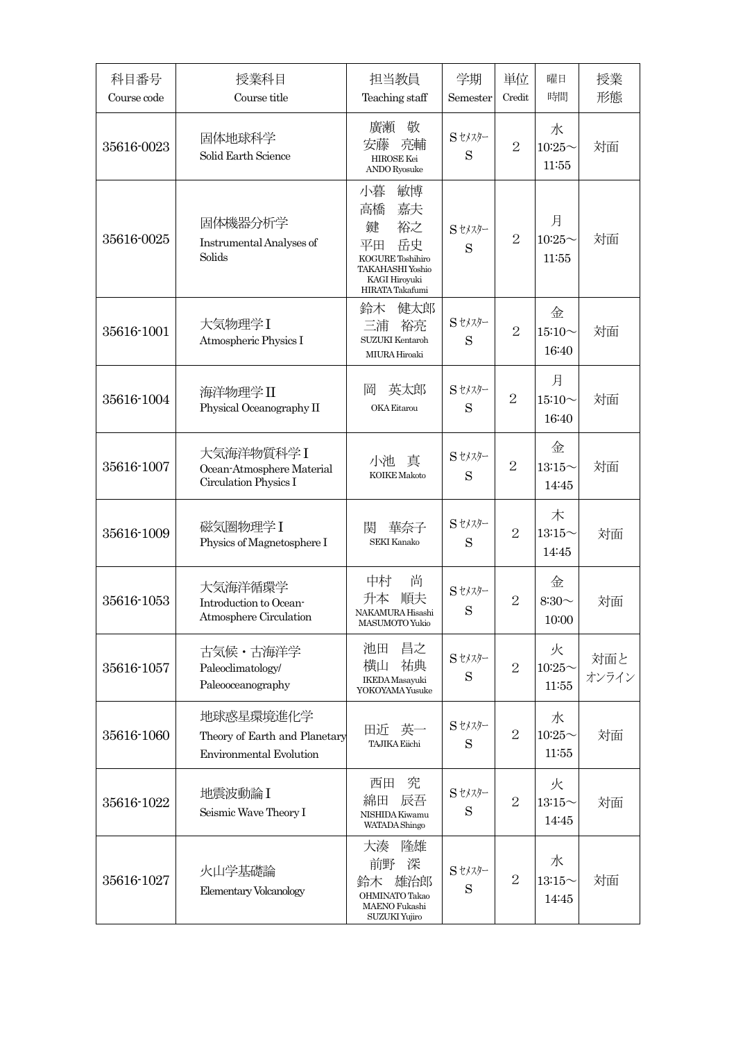| 科目番号<br>Course code | 授業科目<br>Course title | 担当教員<br>Teaching staff | 学期<br>Semester | 単位<br>Credit | 曜日<br>時間 | 授業<br>形態 |
|---|---|---|---|---|---|---|
| 35616-0023 | 固体地球科学<br>Solid Earth Science | 廣瀬　敬<br>安藤　亮輔<br>HIROSE Kei<br>ANDO Ryosuke | Sｾﾒｽﾀｰ<br>S | 2 | 水<br>10:25～<br>11:55 | 対面 |
| 35616-0025 | 固体機器分析学<br>Instrumental Analyses of Solids | 小暮　敏博<br>高橋　嘉夫<br>鍵　裕之<br>平田　岳史<br>KOGURE Toshihiro<br>TAKAHASHI Yoshio<br>KAGI Hiroyuki<br>HIRATA Takafumi | Sｾﾒｽﾀｰ<br>S | 2 | 月<br>10:25～<br>11:55 | 対面 |
| 35616-1001 | 大気物理学I<br>Atmospheric Physics I | 鈴木　健太郎<br>三浦　裕亮<br>SUZUKI Kentaroh<br>MIURA Hiroaki | Sｾﾒｽﾀｰ<br>S | 2 | 金<br>15:10～<br>16:40 | 対面 |
| 35616-1004 | 海洋物理学II<br>Physical Oceanography II | 岡　英太郎<br>OKA Eitarou | Sｾﾒｽﾀｰ<br>S | 2 | 月<br>15:10～<br>16:40 | 対面 |
| 35616-1007 | 大気海洋物質科学I<br>Ocean-Atmosphere Material Circulation Physics I | 小池　真<br>KOIKE Makoto | Sｾﾒｽﾀｰ<br>S | 2 | 金<br>13:15～<br>14:45 | 対面 |
| 35616-1009 | 磁気圏物理学I<br>Physics of Magnetosphere I | 関　華奈子<br>SEKI Kanako | Sｾﾒｽﾀｰ<br>S | 2 | 木<br>13:15～<br>14:45 | 対面 |
| 35616-1053 | 大気海洋循環学<br>Introduction to Ocean-Atmosphere Circulation | 中村　尚<br>升本　順夫<br>NAKAMURA Hisashi<br>MASUMOTO Yukio | Sｾﾒｽﾀｰ<br>S | 2 | 金<br>8:30～<br>10:00 | 対面 |
| 35616-1057 | 古気候・古海洋学<br>Paleoclimatology/ Paleooceanography | 池田　昌之<br>横山　祐典<br>IKEDA Masayuki<br>YOKOYAMA Yusuke | Sｾﾒｽﾀｰ<br>S | 2 | 火<br>10:25～<br>11:55 | 対面と<br>オンライン |
| 35616-1060 | 地球惑星環境進化学<br>Theory of Earth and Planetary Environmental Evolution | 田近　英一<br>TAJIKA Eiichi | Sｾﾒｽﾀｰ<br>S | 2 | 水<br>10:25～<br>11:55 | 対面 |
| 35616-1022 | 地震波動論I<br>Seismic Wave Theory I | 西田　究<br>綿田　辰吾<br>NISHIDA Kiwamu<br>WATADA Shingo | Sｾﾒｽﾀｰ<br>S | 2 | 火<br>13:15～<br>14:45 | 対面 |
| 35616-1027 | 火山学基礎論<br>Elementary Volcanology | 大湊　隆雄<br>前野　深<br>鈴木　雄治郎<br>OHMINATO Takao<br>MAENO Fukashi<br>SUZUKI Yujiro | Sｾﾒｽﾀｰ<br>S | 2 | 水<br>13:15～<br>14:45 | 対面 |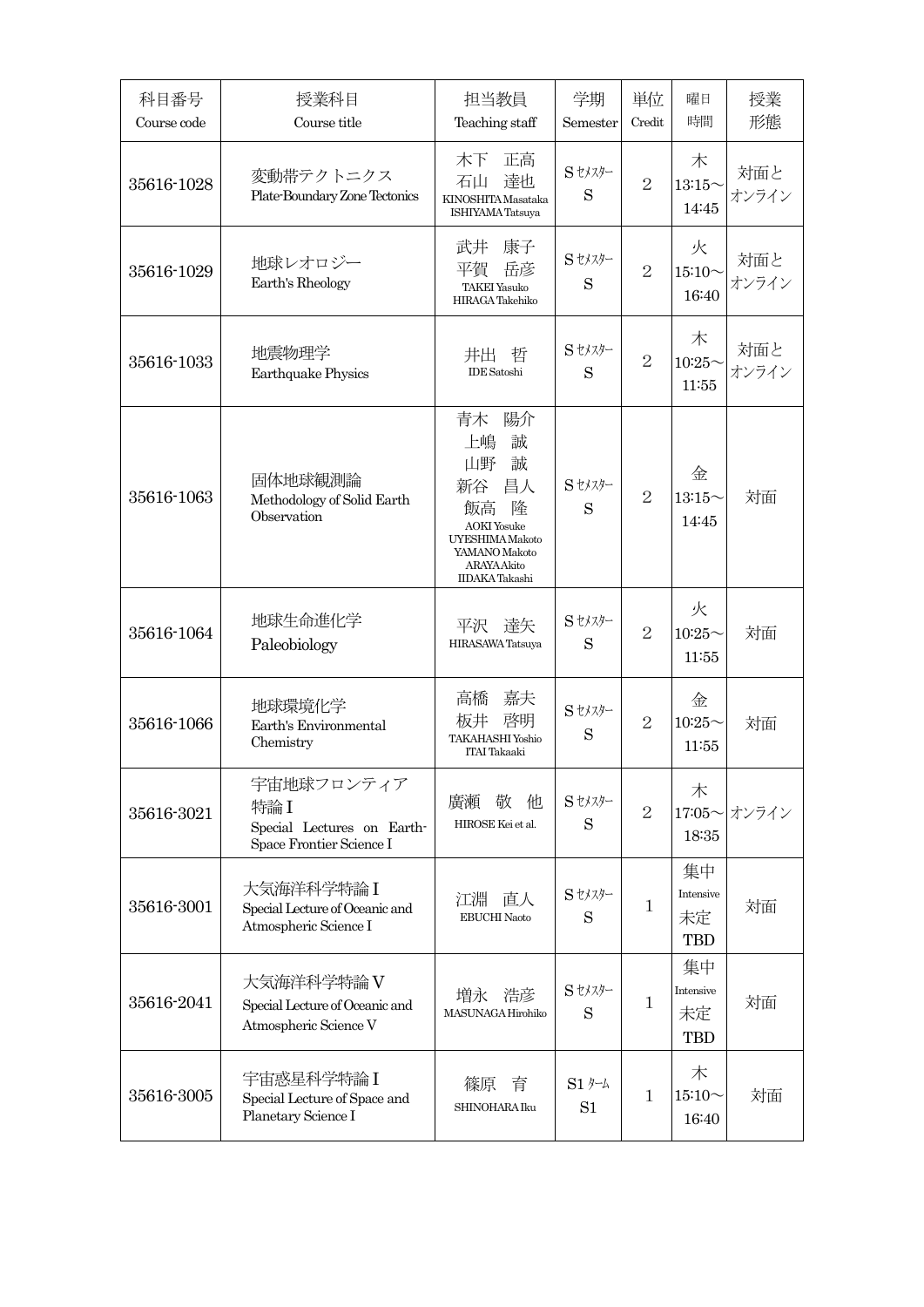| 科目番号<br>Course code | 授業科目<br>Course title | 担当教員<br>Teaching staff | 学期<br>Semester | 単位<br>Credit | 曜日<br>時間 | 授業<br>形態 |
|---|---|---|---|---|---|---|
| 35616-1028 | 変動帯テクトニクス<br>Plate-Boundary Zone Tectonics | 木下　正高<br>石山　達也<br>KINOSHITA Masataka<br>ISHIYAMA Tatsuya | S セメスター<br>S | 2 | 木<br>13:15～<br>14:45 | 対面と<br>オンライン |
| 35616-1029 | 地球レオロジー<br>Earth's Rheology | 武井　康子<br>平賀　岳彦<br>TAKEI Yasuko<br>HIRAGA Takehiko | S セメスター<br>S | 2 | 火<br>15:10～<br>16:40 | 対面と<br>オンライン |
| 35616-1033 | 地震物理学<br>Earthquake Physics | 井出　哲<br>IDE Satoshi | S セメスター<br>S | 2 | 木<br>10:25～<br>11:55 | 対面と<br>オンライン |
| 35616-1063 | 固体地球観測論<br>Methodology of Solid Earth Observation | 青木　陽介<br>上嶋　誠<br>山野　誠<br>新谷　昌人<br>飯高　隆<br>AOKI Yosuke<br>UYESHIMA Makoto<br>YAMANO Makoto<br>ARAYA Akito<br>IIDAKA Takashi | S セメスター<br>S | 2 | 金<br>13:15～<br>14:45 | 対面 |
| 35616-1064 | 地球生命進化学<br>Paleobiology | 平沢　達矢<br>HIRASAWA Tatsuya | S セメスター<br>S | 2 | 火<br>10:25～<br>11:55 | 対面 |
| 35616-1066 | 地球環境化学<br>Earth's Environmental Chemistry | 高橋　嘉夫<br>板井　啓明<br>TAKAHASHI Yoshio<br>ITAI Takaaki | S セメスター<br>S | 2 | 金<br>10:25～<br>11:55 | 対面 |
| 35616-3021 | 宇宙地球フロンティア特論 I<br>Special Lectures on Earth-Space Frontier Science I | 廣瀬　敬　他<br>HIROSE Kei et al. | S セメスター<br>S | 2 | 木<br>17:05～<br>18:35 | オンライン |
| 35616-3001 | 大気海洋科学特論 I<br>Special Lecture of Oceanic and Atmospheric Science I | 江淵　直人<br>EBUCHI Naoto | S セメスター<br>S | 1 | 集中<br>Intensive<br>未定<br>TBD | 対面 |
| 35616-2041 | 大気海洋科学特論 V<br>Special Lecture of Oceanic and Atmospheric Science V | 増永　浩彦<br>MASUNAGA Hirohiko | S セメスター<br>S | 1 | 集中<br>Intensive<br>未定<br>TBD | 対面 |
| 35616-3005 | 宇宙惑星科学特論 I<br>Special Lecture of Space and Planetary Science I | 篠原　育<br>SHINOHARA Iku | S1 ターム<br>S1 | 1 | 木<br>15:10～<br>16:40 | 対面 |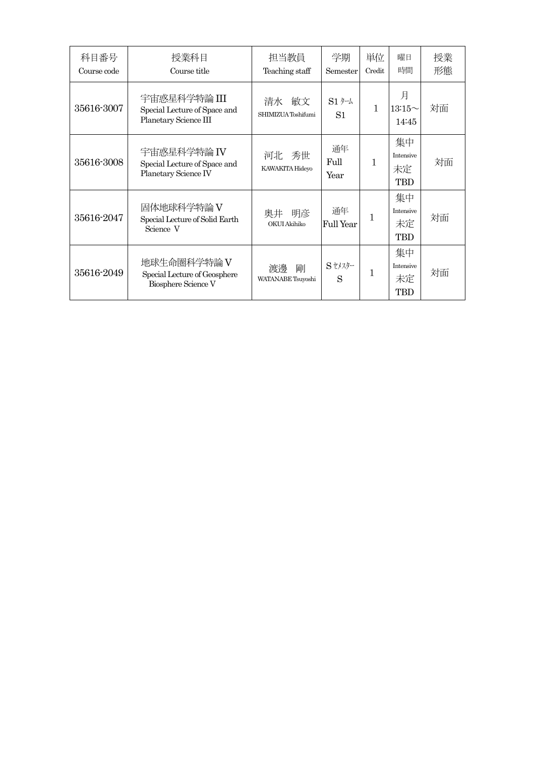| 科目番号 Course code | 授業科目 Course title | 担当教員 Teaching staff | 学期 Semester | 単位 Credit | 曜日 時間 | 授業 形態 |
|---|---|---|---|---|---|---|
| 35616-3007 | 宇宙惑星科学特論 III Special Lecture of Space and Planetary Science III | 清水　敏文 SHIMIZUA Toshifumi | S1 ﾀｰﾑ S1 | 1 | 月 13:15～ 14:45 | 対面 |
| 35616-3008 | 宇宙惑星科学特論 IV Special Lecture of Space and Planetary Science IV | 河北　秀世 KAWAKITA Hideyo | 通年 Full Year | 1 | 集中 Intensive 未定 TBD | 対面 |
| 35616-2047 | 固体地球科学特論 V Special Lecture of Solid Earth Science V | 奥井　明彦 OKUI Akihiko | 通年 Full Year | 1 | 集中 Intensive 未定 TBD | 対面 |
| 35616-2049 | 地球生命圏科学特論 V Special Lecture of Geosphere Biosphere Science V | 渡邊　剛 WATANABE Tsuyoshi | S ｾﾒｽﾀｰ S | 1 | 集中 Intensive 未定 TBD | 対面 |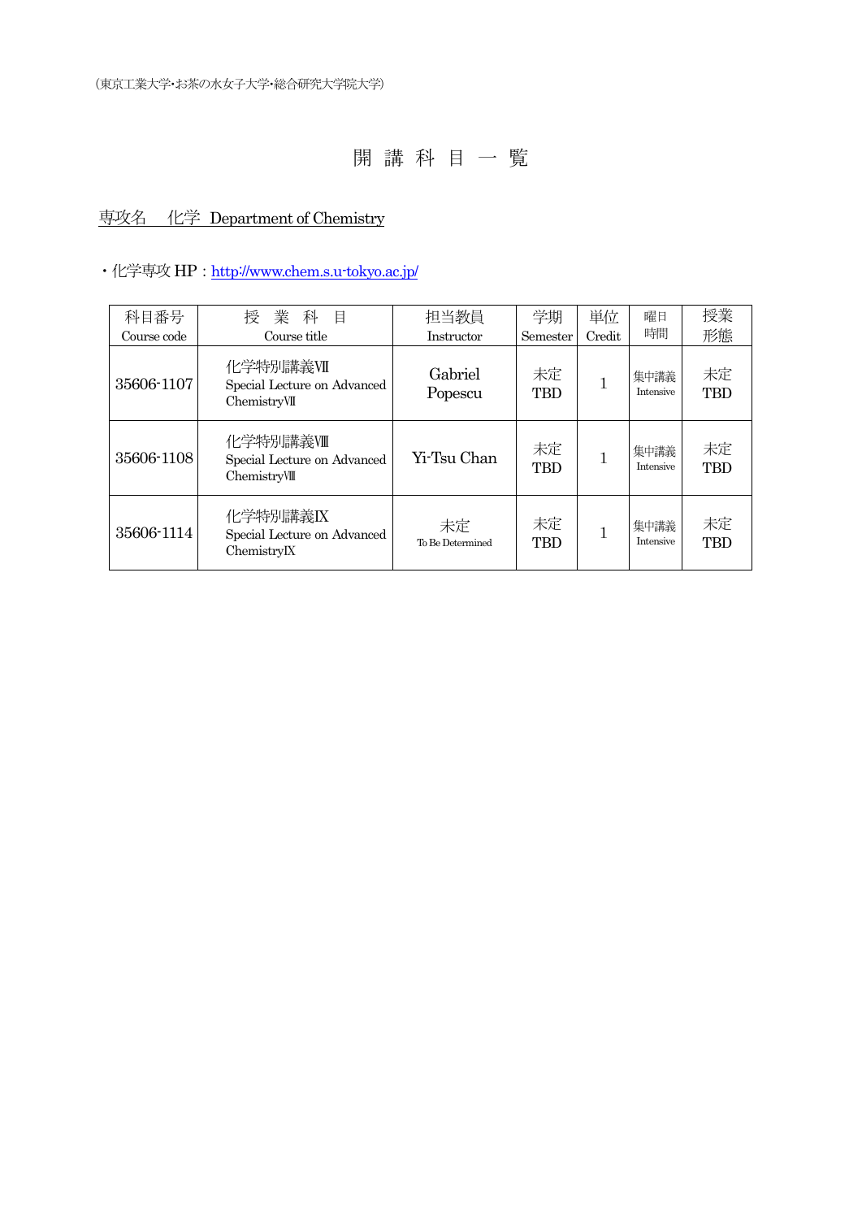（東京工業大学･お茶の水女子大学･総合研究大学院大学）

# 開 講 科 目 一 覧

専攻名　化学 Department of Chemistry

・化学専攻 HP：http://www.chem.s.u-tokyo.ac.jp/

| 科目番号<br>Course code | 授　業　科　目<br>Course title | 担当教員<br>Instructor | 学期<br>Semester | 単位<br>Credit | 曜日<br>時間 | 授業<br>形態 |
|---|---|---|---|---|---|---|
| 35606-1107 | 化学特別講義Ⅶ<br>Special Lecture on Advanced ChemistryⅦ | Gabriel Popescu | 未定<br>TBD | 1 | 集中講義<br>Intensive | 未定<br>TBD |
| 35606-1108 | 化学特別講義Ⅷ<br>Special Lecture on Advanced ChemistryⅧ | Yi-Tsu Chan | 未定<br>TBD | 1 | 集中講義<br>Intensive | 未定<br>TBD |
| 35606-1114 | 化学特別講義Ⅸ<br>Special Lecture on Advanced ChemistryⅨ | 未定<br>To Be Determined | 未定<br>TBD | 1 | 集中講義<br>Intensive | 未定<br>TBD |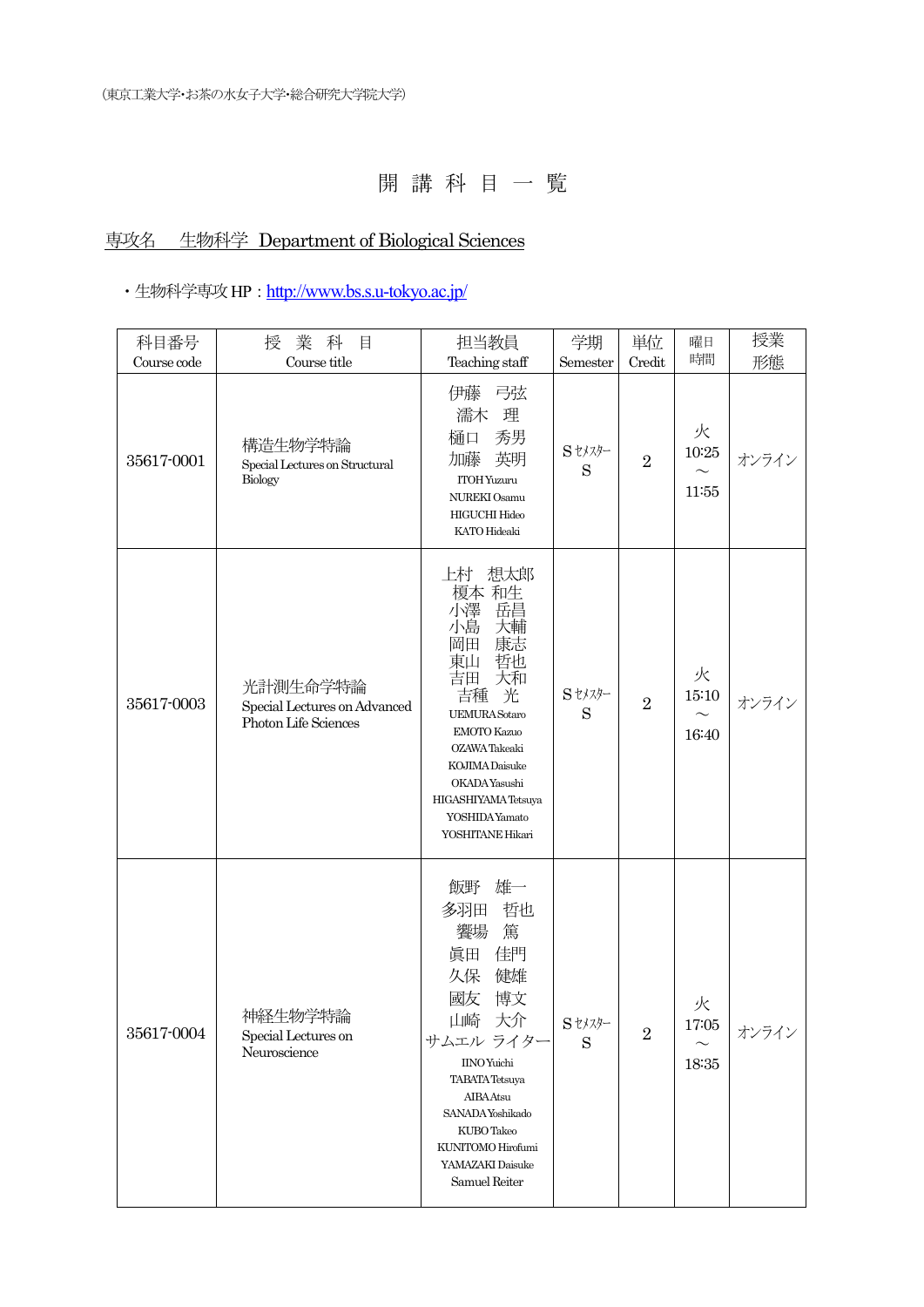（東京工業大学･お茶の水女子大学･総合研究大学院大学）

# 開 講 科 目 一 覧

## 専攻名　生物科学 Department of Biological Sciences

・生物科学専攻 HP：http://www.bs.s.u-tokyo.ac.jp/

| 科目番号 Course code | 授 業 科 目 Course title | 担当教員 Teaching staff | 学期 Semester | 単位 Credit | 曜日 時間 | 授業 形態 |
|---|---|---|---|---|---|---|
| 35617-0001 | 構造生物学特論 Special Lectures on Structural Biology | 伊藤　弓弦<br>濡木　理<br>樋口　秀男<br>加藤　英明<br>ITOH Yuzuru<br>NUREKI Osamu<br>HIGUCHI Hideo<br>KATO Hideaki | Sｾﾒｽﾀｰ S | 2 | 火 10:25 ～ 11:55 | オンライン |
| 35617-0003 | 光計測生命学特論 Special Lectures on Advanced Photon Life Sciences | 上村　想太郎<br>榎本 和生<br>小澤　岳昌<br>小島　大輔<br>岡田　康志<br>東山　哲也<br>吉田　大和<br>吉種　光<br>UEMURA Sotaro<br>EMOTO Kazuo<br>OZAWA Takeaki<br>KOJIMA Daisuke<br>OKADA Yasushi<br>HIGASHIYAMA Tetsuya<br>YOSHIDA Yamato<br>YOSHITANE Hikari | Sｾﾒｽﾀｰ S | 2 | 火 15:10 ～ 16:40 | オンライン |
| 35617-0004 | 神経生物学特論 Special Lectures on Neuroscience | 飯野　雄一<br>多羽田　哲也<br>饗場　篤<br>眞田　佳門<br>久保　健雄<br>國友　博文<br>山崎　大介<br>サムエル ライター<br>IINO Yuichi<br>TABATA Tetsuya<br>AIBA Atsu<br>SANADA Yoshikado<br>KUBO Takeo<br>KUNITOMO Hirofumi<br>YAMAZAKI Daisuke<br>Samuel Reiter | Sｾﾒｽﾀｰ S | 2 | 火 17:05 ～ 18:35 | オンライン |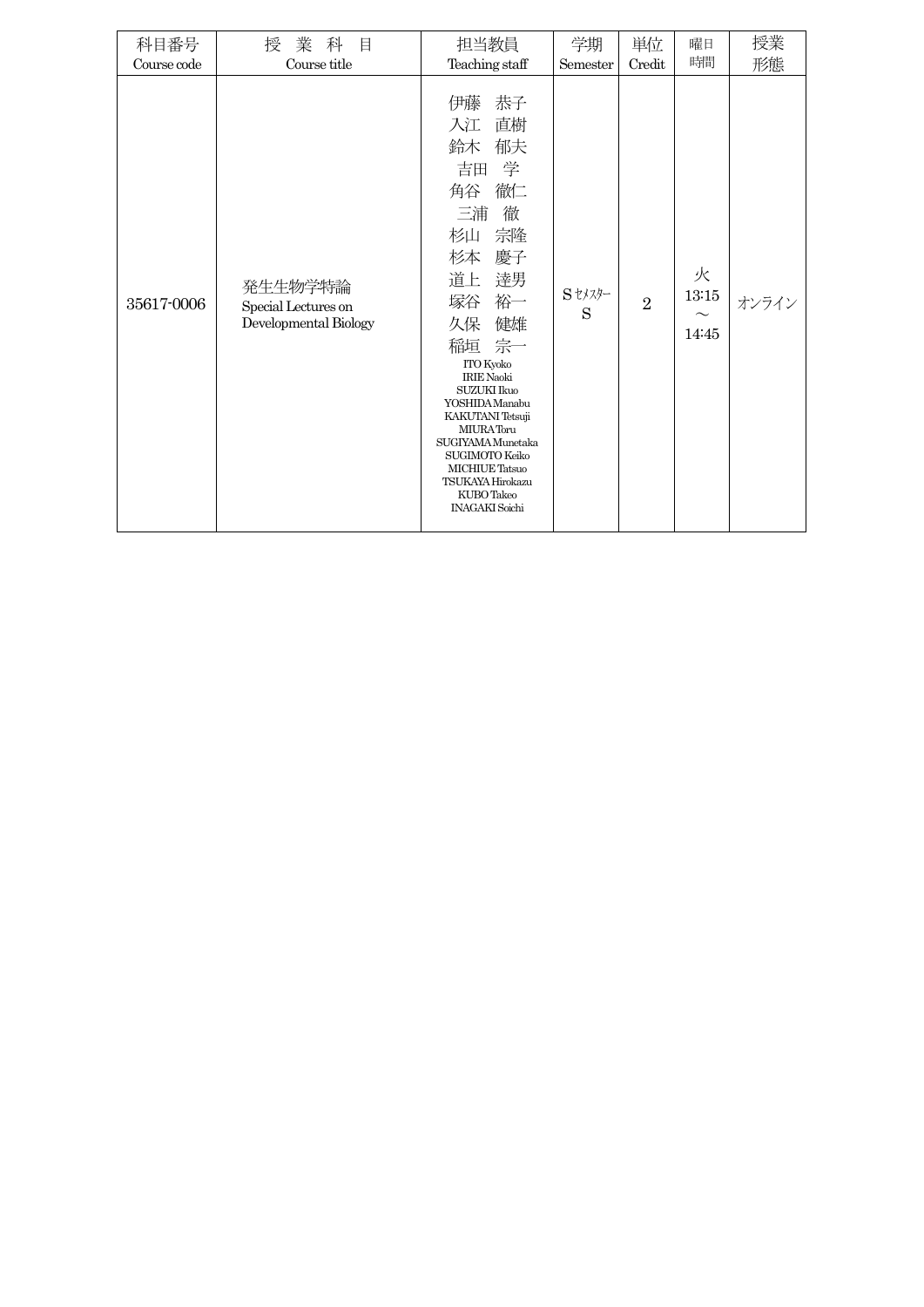| 科目番号<br>Course code | 授 業 科 目<br>Course title | 担当教員<br>Teaching staff | 学期<br>Semester | 単位<br>Credit | 曜日<br>時間 | 授業<br>形態 |
|---|---|---|---|---|---|---|
| 35617-0006 | 発生生物学特論<br>Special Lectures on Developmental Biology | 伊藤　恭子<br>入江　直樹<br>鈴木　郁夫<br>吉田　学<br>角谷　徹仁<br>三浦　徹<br>杉山　宗隆<br>杉本　慶子<br>道上　達男<br>塚谷　裕一<br>久保　健雄<br>稲垣　宗一<br>ITO Kyoko<br>IRIE Naoki<br>SUZUKI Ikuo<br>YOSHIDA Manabu<br>KAKUTANI Tetsuji<br>MIURA Toru<br>SUGIYAMA Munetaka<br>SUGIMOTO Keiko<br>MICHIUE Tatsuo<br>TSUKAYA Hirokazu<br>KUBO Takeo<br>INAGAKI Soichi | Sｾﾒｽﾀｰ<br>S | 2 | 火<br>13:15<br>～<br>14:45 | オンライン |